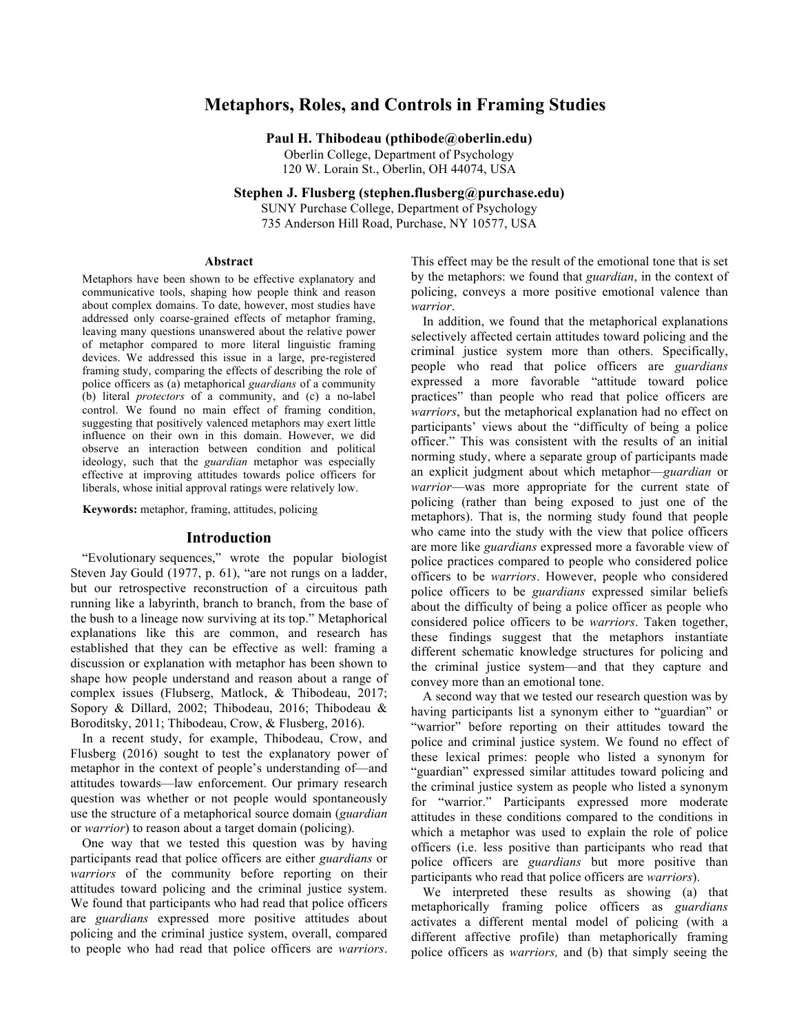# Metaphors, Roles, and Controls in Framing Studies

**Paul H. Thibodeau (pthibode@oberlin.edu)**
Oberlin College, Department of Psychology
120 W. Lorain St., Oberlin, OH 44074, USA

**Stephen J. Flusberg (stephen.flusberg@purchase.edu)**
SUNY Purchase College, Department of Psychology
735 Anderson Hill Road, Purchase, NY 10577, USA

## Abstract

Metaphors have been shown to be effective explanatory and communicative tools, shaping how people think and reason about complex domains. To date, however, most studies have addressed only coarse-grained effects of metaphor framing, leaving many questions unanswered about the relative power of metaphor compared to more literal linguistic framing devices. We addressed this issue in a large, pre-registered framing study, comparing the effects of describing the role of police officers as (a) metaphorical *guardians* of a community (b) literal *protectors* of a community, and (c) a no-label control. We found no main effect of framing condition, suggesting that positively valenced metaphors may exert little influence on their own in this domain. However, we did observe an interaction between condition and political ideology, such that the *guardian* metaphor was especially effective at improving attitudes towards police officers for liberals, whose initial approval ratings were relatively low.

**Keywords:** metaphor, framing, attitudes, policing

## Introduction

"Evolutionary sequences," wrote the popular biologist Steven Jay Gould (1977, p. 61), "are not rungs on a ladder, but our retrospective reconstruction of a circuitous path running like a labyrinth, branch to branch, from the base of the bush to a lineage now surviving at its top." Metaphorical explanations like this are common, and research has established that they can be effective as well: framing a discussion or explanation with metaphor has been shown to shape how people understand and reason about a range of complex issues (Flusberg, Matlock, & Thibodeau, 2017; Sopory & Dillard, 2002; Thibodeau, 2016; Thibodeau & Boroditsky, 2011; Thibodeau, Crow, & Flusberg, 2016).

In a recent study, for example, Thibodeau, Crow, and Flusberg (2016) sought to test the explanatory power of metaphor in the context of people's understanding of—and attitudes towards—law enforcement. Our primary research question was whether or not people would spontaneously use the structure of a metaphorical source domain (*guardian* or *warrior*) to reason about a target domain (policing).

One way that we tested this question was by having participants read that police officers are either *guardians* or *warriors* of the community before reporting on their attitudes toward policing and the criminal justice system. We found that participants who had read that police officers are *guardians* expressed more positive attitudes about policing and the criminal justice system, overall, compared to people who had read that police officers are *warriors*. This effect may be the result of the emotional tone that is set by the metaphors: we found that *guardian*, in the context of policing, conveys a more positive emotional valence than *warrior*.

In addition, we found that the metaphorical explanations selectively affected certain attitudes toward policing and the criminal justice system more than others. Specifically, people who read that police officers are *guardians* expressed a more favorable "attitude toward police practices" than people who read that police officers are *warriors*, but the metaphorical explanation had no effect on participants' views about the "difficulty of being a police officer." This was consistent with the results of an initial norming study, where a separate group of participants made an explicit judgment about which metaphor—*guardian* or *warrior*—was more appropriate for the current state of policing (rather than being exposed to just one of the metaphors). That is, the norming study found that people who came into the study with the view that police officers are more like *guardians* expressed more a favorable view of police practices compared to people who considered police officers to be *warriors*. However, people who considered police officers to be *guardians* expressed similar beliefs about the difficulty of being a police officer as people who considered police officers to be *warriors*. Taken together, these findings suggest that the metaphors instantiate different schematic knowledge structures for policing and the criminal justice system—and that they capture and convey more than an emotional tone.

A second way that we tested our research question was by having participants list a synonym either to "guardian" or "warrior" before reporting on their attitudes toward the police and criminal justice system. We found no effect of these lexical primes: people who listed a synonym for "guardian" expressed similar attitudes toward policing and the criminal justice system as people who listed a synonym for "warrior." Participants expressed more moderate attitudes in these conditions compared to the conditions in which a metaphor was used to explain the role of police officers (i.e. less positive than participants who read that police officers are *guardians* but more positive than participants who read that police officers are *warriors*).

We interpreted these results as showing (a) that metaphorically framing police officers as *guardians* activates a different mental model of policing (with a different affective profile) than metaphorically framing police officers as *warriors,* and (b) that simply seeing the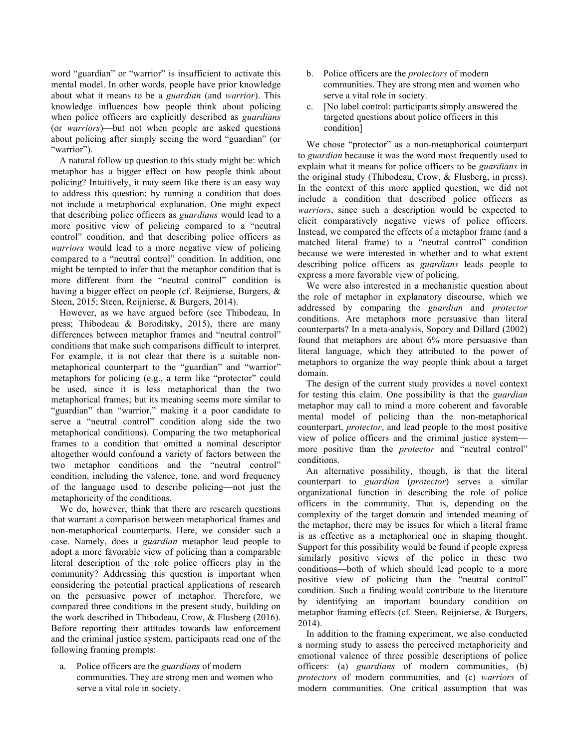word "guardian" or "warrior" is insufficient to activate this mental model. In other words, people have prior knowledge about what it means to be a *guardian* (and *warrior*). This knowledge influences how people think about policing when police officers are explicitly described as *guardians* (or *warriors*)—but not when people are asked questions about policing after simply seeing the word "guardian" (or "warrior").

A natural follow up question to this study might be: which metaphor has a bigger effect on how people think about policing? Intuitively, it may seem like there is an easy way to address this question: by running a condition that does not include a metaphorical explanation. One might expect that describing police officers as *guardians* would lead to a more positive view of policing compared to a "neutral control" condition, and that describing police officers as *warriors* would lead to a more negative view of policing compared to a "neutral control" condition. In addition, one might be tempted to infer that the metaphor condition that is more different from the "neutral control" condition is having a bigger effect on people (cf. Reijnierse, Burgers, & Steen, 2015; Steen, Reijnierse, & Burgers, 2014).

However, as we have argued before (see Thibodeau, In press; Thibodeau & Boroditsky, 2015), there are many differences between metaphor frames and "neutral control" conditions that make such comparisons difficult to interpret. For example, it is not clear that there is a suitable non-metaphorical counterpart to the "guardian" and "warrior" metaphors for policing (e.g., a term like "protector" could be used, since it is less metaphorical than the two metaphorical frames; but its meaning seems more similar to "guardian" than "warrior," making it a poor candidate to serve a "neutral control" condition along side the two metaphorical conditions). Comparing the two metaphorical frames to a condition that omitted a nominal descriptor altogether would confound a variety of factors between the two metaphor conditions and the "neutral control" condition, including the valence, tone, and word frequency of the language used to describe policing—not just the metaphoricity of the conditions.

We do, however, think that there are research questions that warrant a comparison between metaphorical frames and non-metaphorical counterparts. Here, we consider such a case. Namely, does a *guardian* metaphor lead people to adopt a more favorable view of policing than a comparable literal description of the role police officers play in the community? Addressing this question is important when considering the potential practical applications of research on the persuasive power of metaphor. Therefore, we compared three conditions in the present study, building on the work described in Thibodeau, Crow, & Flusberg (2016). Before reporting their attitudes towards law enforcement and the criminal justice system, participants read one of the following framing prompts:

a. Police officers are the *guardians* of modern communities. They are strong men and women who serve a vital role in society.
b. Police officers are the *protectors* of modern communities. They are strong men and women who serve a vital role in society.
c. [No label control: participants simply answered the targeted questions about police officers in this condition]

We chose "protector" as a non-metaphorical counterpart to *guardian* because it was the word most frequently used to explain what it means for police officers to be *guardians* in the original study (Thibodeau, Crow, & Flusberg, in press). In the context of this more applied question, we did not include a condition that described police officers as *warriors*, since such a description would be expected to elicit comparatively negative views of police officers. Instead, we compared the effects of a metaphor frame (and a matched literal frame) to a "neutral control" condition because we were interested in whether and to what extent describing police officers as *guardians* leads people to express a more favorable view of policing.

We were also interested in a mechanistic question about the role of metaphor in explanatory discourse, which we addressed by comparing the *guardian* and *protector* conditions. Are metaphors more persuasive than literal counterparts? In a meta-analysis, Sopory and Dillard (2002) found that metaphors are about 6% more persuasive than literal language, which they attributed to the power of metaphors to organize the way people think about a target domain.

The design of the current study provides a novel context for testing this claim. One possibility is that the *guardian* metaphor may call to mind a more coherent and favorable mental model of policing than the non-metaphorical counterpart, *protector*, and lead people to the most positive view of police officers and the criminal justice system—more positive than the *protector* and "neutral control" conditions.

An alternative possibility, though, is that the literal counterpart to *guardian* (*protector*) serves a similar organizational function in describing the role of police officers in the community. That is, depending on the complexity of the target domain and intended meaning of the metaphor, there may be issues for which a literal frame is as effective as a metaphorical one in shaping thought. Support for this possibility would be found if people express similarly positive views of the police in these two conditions—both of which should lead people to a more positive view of policing than the "neutral control" condition. Such a finding would contribute to the literature by identifying an important boundary condition on metaphor framing effects (cf. Steen, Reijnierse, & Burgers, 2014).

In addition to the framing experiment, we also conducted a norming study to assess the perceived metaphoricity and emotional valence of three possible descriptions of police officers: (a) *guardians* of modern communities, (b) *protectors* of modern communities, and (c) *warriors* of modern communities. One critical assumption that was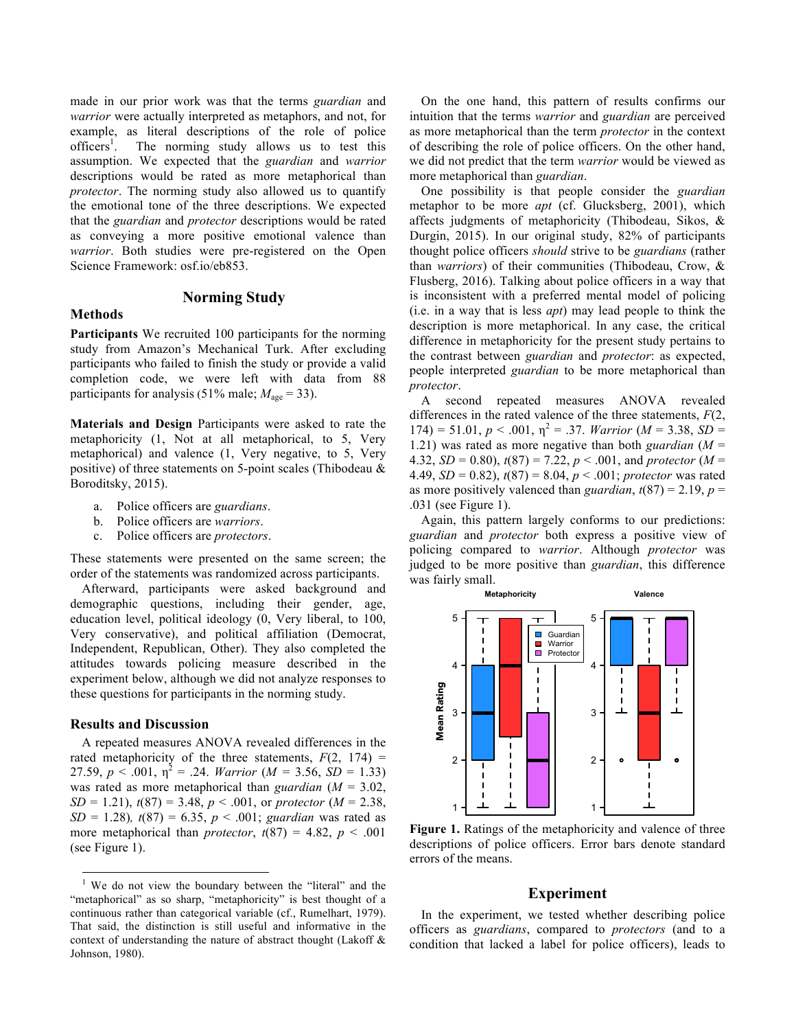made in our prior work was that the terms *guardian* and *warrior* were actually interpreted as metaphors, and not, for example, as literal descriptions of the role of police officers[1]. The norming study allows us to test this assumption. We expected that the *guardian* and *warrior* descriptions would be rated as more metaphorical than *protector*. The norming study also allowed us to quantify the emotional tone of the three descriptions. We expected that the *guardian* and *protector* descriptions would be rated as conveying a more positive emotional valence than *warrior*. Both studies were pre-registered on the Open Science Framework: osf.io/eb853.

## Norming Study

### Methods

**Participants** We recruited 100 participants for the norming study from Amazon's Mechanical Turk. After excluding participants who failed to finish the study or provide a valid completion code, we were left with data from 88 participants for analysis (51% male; $M_{age} = 33$).

**Materials and Design** Participants were asked to rate the metaphoricity (1, Not at all metaphorical, to 5, Very metaphorical) and valence (1, Very negative, to 5, Very positive) of three statements on 5-point scales (Thibodeau & Boroditsky, 2015).

a. Police officers are *guardians*.
b. Police officers are *warriors*.
c. Police officers are *protectors*.

These statements were presented on the same screen; the order of the statements was randomized across participants.

Afterward, participants were asked background and demographic questions, including their gender, age, education level, political ideology (0, Very liberal, to 100, Very conservative), and political affiliation (Democrat, Independent, Republican, Other). They also completed the attitudes towards policing measure described in the experiment below, although we did not analyze responses to these questions for participants in the norming study.

### Results and Discussion

A repeated measures ANOVA revealed differences in the rated metaphoricity of the three statements, $F(2, 174) = 27.59$, $p < .001$, $\eta^2 = .24$. *Warrior* ($M = 3.56$, $SD = 1.33$) was rated as more metaphorical than *guardian* ($M = 3.02$, $SD = 1.21$), $t(87) = 3.48$, $p < .001$, or *protector* ($M = 2.38$, $SD = 1.28$), $t(87) = 6.35$, $p < .001$; *guardian* was rated as more metaphorical than *protector*, $t(87) = 4.82$, $p < .001$ (see Figure 1).

On the one hand, this pattern of results confirms our intuition that the terms *warrior* and *guardian* are perceived as more metaphorical than the term *protector* in the context of describing the role of police officers. On the other hand, we did not predict that the term *warrior* would be viewed as more metaphorical than *guardian*.

One possibility is that people consider the *guardian* metaphor to be more *apt* (cf. Glucksberg, 2001), which affects judgments of metaphoricity (Thibodeau, Sikos, & Durgin, 2015). In our original study, 82% of participants thought police officers *should* strive to be *guardians* (rather than *warriors*) of their communities (Thibodeau, Crow, & Flusberg, 2016). Talking about police officers in a way that is inconsistent with a preferred mental model of policing (i.e. in a way that is less *apt*) may lead people to think the description is more metaphorical. In any case, the critical difference in metaphoricity for the present study pertains to the contrast between *guardian* and *protector*: as expected, people interpreted *guardian* to be more metaphorical than *protector*.

A second repeated measures ANOVA revealed differences in the rated valence of the three statements, $F(2, 174) = 51.01$, $p < .001$, $\eta^2 = .37$. *Warrior* ($M = 3.38$, $SD = 1.21$) was rated as more negative than both *guardian* ($M = 4.32$, $SD = 0.80$), $t(87) = 7.22$, $p < .001$, and *protector* ($M = 4.49$, $SD = 0.82$), $t(87) = 8.04$, $p < .001$; *protector* was rated as more positively valenced than *guardian*, $t(87) = 2.19$, $p = .031$ (see Figure 1).

Again, this pattern largely conforms to our predictions: *guardian* and *protector* both express a positive view of policing compared to *warrior*. Although *protector* was judged to be more positive than *guardian*, this difference was fairly small.

**Figure 1.** Ratings of the metaphoricity and valence of three descriptions of police officers. Error bars denote standard errors of the means.

## Experiment

In the experiment, we tested whether describing police officers as *guardians*, compared to *protectors* (and to a condition that lacked a label for police officers), leads to

[1] We do not view the boundary between the "literal" and the "metaphorical" as so sharp, "metaphoricity" is best thought of a continuous rather than categorical variable (cf., Rumelhart, 1979). That said, the distinction is still useful and informative in the context of understanding the nature of abstract thought (Lakoff & Johnson, 1980).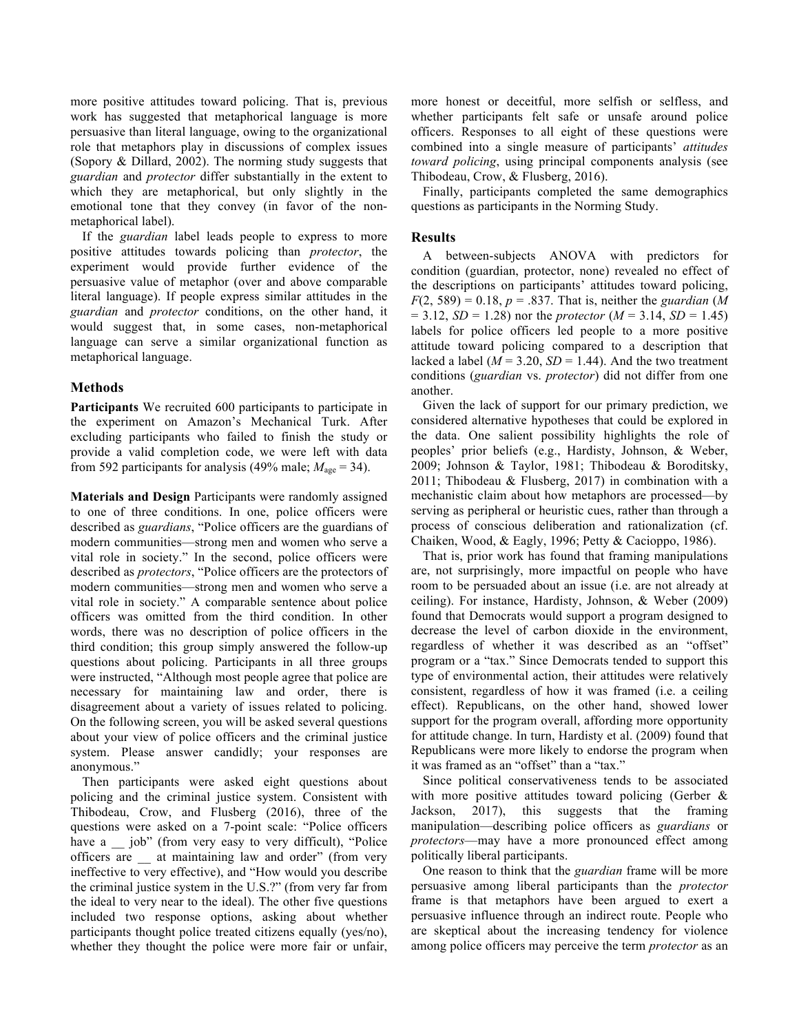more positive attitudes toward policing. That is, previous work has suggested that metaphorical language is more persuasive than literal language, owing to the organizational role that metaphors play in discussions of complex issues (Sopory & Dillard, 2002). The norming study suggests that *guardian* and *protector* differ substantially in the extent to which they are metaphorical, but only slightly in the emotional tone that they convey (in favor of the non-metaphorical label).

If the *guardian* label leads people to express to more positive attitudes towards policing than *protector*, the experiment would provide further evidence of the persuasive value of metaphor (over and above comparable literal language). If people express similar attitudes in the *guardian* and *protector* conditions, on the other hand, it would suggest that, in some cases, non-metaphorical language can serve a similar organizational function as metaphorical language.

## Methods

**Participants** We recruited 600 participants to participate in the experiment on Amazon's Mechanical Turk. After excluding participants who failed to finish the study or provide a valid completion code, we were left with data from 592 participants for analysis (49% male; $M_{age}$ = 34).

**Materials and Design** Participants were randomly assigned to one of three conditions. In one, police officers were described as *guardians*, "Police officers are the guardians of modern communities—strong men and women who serve a vital role in society." In the second, police officers were described as *protectors*, "Police officers are the protectors of modern communities—strong men and women who serve a vital role in society." A comparable sentence about police officers was omitted from the third condition. In other words, there was no description of police officers in the third condition; this group simply answered the follow-up questions about policing. Participants in all three groups were instructed, "Although most people agree that police are necessary for maintaining law and order, there is disagreement about a variety of issues related to policing. On the following screen, you will be asked several questions about your view of police officers and the criminal justice system. Please answer candidly; your responses are anonymous."

Then participants were asked eight questions about policing and the criminal justice system. Consistent with Thibodeau, Crow, and Flusberg (2016), three of the questions were asked on a 7-point scale: "Police officers have a __ job" (from very easy to very difficult), "Police officers are __ at maintaining law and order" (from very ineffective to very effective), and "How would you describe the criminal justice system in the U.S.?" (from very far from the ideal to very near to the ideal). The other five questions included two response options, asking about whether participants thought police treated citizens equally (yes/no), whether they thought the police were more fair or unfair, more honest or deceitful, more selfish or selfless, and whether participants felt safe or unsafe around police officers. Responses to all eight of these questions were combined into a single measure of participants' *attitudes toward policing*, using principal components analysis (see Thibodeau, Crow, & Flusberg, 2016).

Finally, participants completed the same demographics questions as participants in the Norming Study.

## Results

A between-subjects ANOVA with predictors for condition (guardian, protector, none) revealed no effect of the descriptions on participants' attitudes toward policing, $F(2, 589) = 0.18$, $p = .837$. That is, neither the *guardian* ($M = 3.12$, $SD = 1.28$) nor the *protector* ($M = 3.14$, $SD = 1.45$) labels for police officers led people to a more positive attitude toward policing compared to a description that lacked a label ($M = 3.20$, $SD = 1.44$). And the two treatment conditions (*guardian* vs. *protector*) did not differ from one another.

Given the lack of support for our primary prediction, we considered alternative hypotheses that could be explored in the data. One salient possibility highlights the role of peoples' prior beliefs (e.g., Hardisty, Johnson, & Weber, 2009; Johnson & Taylor, 1981; Thibodeau & Boroditsky, 2011; Thibodeau & Flusberg, 2017) in combination with a mechanistic claim about how metaphors are processed—by serving as peripheral or heuristic cues, rather than through a process of conscious deliberation and rationalization (cf. Chaiken, Wood, & Eagly, 1996; Petty & Cacioppo, 1986).

That is, prior work has found that framing manipulations are, not surprisingly, more impactful on people who have room to be persuaded about an issue (i.e. are not already at ceiling). For instance, Hardisty, Johnson, & Weber (2009) found that Democrats would support a program designed to decrease the level of carbon dioxide in the environment, regardless of whether it was described as an "offset" program or a "tax." Since Democrats tended to support this type of environmental action, their attitudes were relatively consistent, regardless of how it was framed (i.e. a ceiling effect). Republicans, on the other hand, showed lower support for the program overall, affording more opportunity for attitude change. In turn, Hardisty et al. (2009) found that Republicans were more likely to endorse the program when it was framed as an "offset" than a "tax."

Since political conservativeness tends to be associated with more positive attitudes toward policing (Gerber & Jackson, 2017), this suggests that the framing manipulation—describing police officers as *guardians* or *protectors*—may have a more pronounced effect among politically liberal participants.

One reason to think that the *guardian* frame will be more persuasive among liberal participants than the *protector* frame is that metaphors have been argued to exert a persuasive influence through an indirect route. People who are skeptical about the increasing tendency for violence among police officers may perceive the term *protector* as an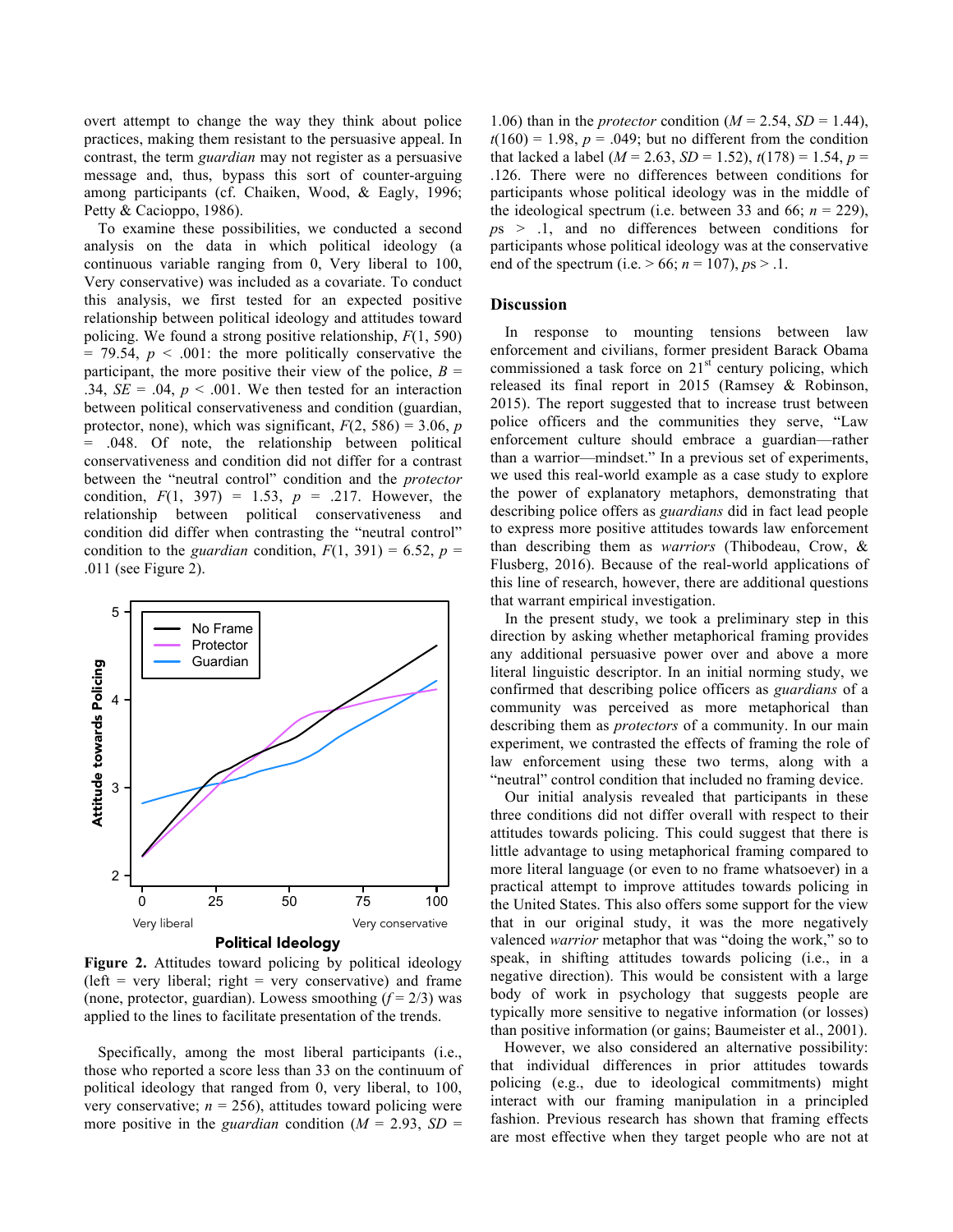overt attempt to change the way they think about police practices, making them resistant to the persuasive appeal. In contrast, the term *guardian* may not register as a persuasive message and, thus, bypass this sort of counter-arguing among participants (cf. Chaiken, Wood, & Eagly, 1996; Petty & Cacioppo, 1986).

To examine these possibilities, we conducted a second analysis on the data in which political ideology (a continuous variable ranging from 0, Very liberal to 100, Very conservative) was included as a covariate. To conduct this analysis, we first tested for an expected positive relationship between political ideology and attitudes toward policing. We found a strong positive relationship, $F(1, 590) = 79.54$, $p < .001$: the more politically conservative the participant, the more positive their view of the police, $B = .34$, $SE = .04$, $p < .001$. We then tested for an interaction between political conservativeness and condition (guardian, protector, none), which was significant, $F(2, 586) = 3.06$, $p = .048$. Of note, the relationship between political conservativeness and condition did not differ for a contrast between the "neutral control" condition and the *protector* condition, $F(1, 397) = 1.53$, $p = .217$. However, the relationship between political conservativeness and condition did differ when contrasting the "neutral control" condition to the *guardian* condition, $F(1, 391) = 6.52$, $p = .011$ (see Figure 2).

**Figure 2.** Attitudes toward policing by political ideology (left = very liberal; right = very conservative) and frame (none, protector, guardian). Lowess smoothing ($f = 2/3$) was applied to the lines to facilitate presentation of the trends.

Specifically, among the most liberal participants (i.e., those who reported a score less than 33 on the continuum of political ideology that ranged from 0, very liberal, to 100, very conservative; $n = 256$), attitudes toward policing were more positive in the *guardian* condition ($M = 2.93$, $SD = 1.06$) than in the *protector* condition ($M = 2.54$, $SD = 1.44$), $t(160) = 1.98$, $p = .049$; but no different from the condition that lacked a label ($M = 2.63$, $SD = 1.52$), $t(178) = 1.54$, $p = .126$. There were no differences between conditions for participants whose political ideology was in the middle of the ideological spectrum (i.e. between 33 and 66; $n = 229$), $ps > .1$, and no differences between conditions for participants whose political ideology was at the conservative end of the spectrum (i.e. > 66; $n = 107$), $ps > .1$.

## Discussion

In response to mounting tensions between law enforcement and civilians, former president Barack Obama commissioned a task force on 21st century policing, which released its final report in 2015 (Ramsey & Robinson, 2015). The report suggested that to increase trust between police officers and the communities they serve, "Law enforcement culture should embrace a guardian—rather than a warrior—mindset." In a previous set of experiments, we used this real-world example as a case study to explore the power of explanatory metaphors, demonstrating that describing police offers as *guardians* did in fact lead people to express more positive attitudes towards law enforcement than describing them as *warriors* (Thibodeau, Crow, & Flusberg, 2016). Because of the real-world applications of this line of research, however, there are additional questions that warrant empirical investigation.

In the present study, we took a preliminary step in this direction by asking whether metaphorical framing provides any additional persuasive power over and above a more literal linguistic descriptor. In an initial norming study, we confirmed that describing police officers as *guardians* of a community was perceived as more metaphorical than describing them as *protectors* of a community. In our main experiment, we contrasted the effects of framing the role of law enforcement using these two terms, along with a "neutral" control condition that included no framing device.

Our initial analysis revealed that participants in these three conditions did not differ overall with respect to their attitudes towards policing. This could suggest that there is little advantage to using metaphorical framing compared to more literal language (or even to no frame whatsoever) in a practical attempt to improve attitudes towards policing in the United States. This also offers some support for the view that in our original study, it was the more negatively valenced *warrior* metaphor that was "doing the work," so to speak, in shifting attitudes towards policing (i.e., in a negative direction). This would be consistent with a large body of work in psychology that suggests people are typically more sensitive to negative information (or losses) than positive information (or gains; Baumeister et al., 2001).

However, we also considered an alternative possibility: that individual differences in prior attitudes towards policing (e.g., due to ideological commitments) might interact with our framing manipulation in a principled fashion. Previous research has shown that framing effects are most effective when they target people who are not at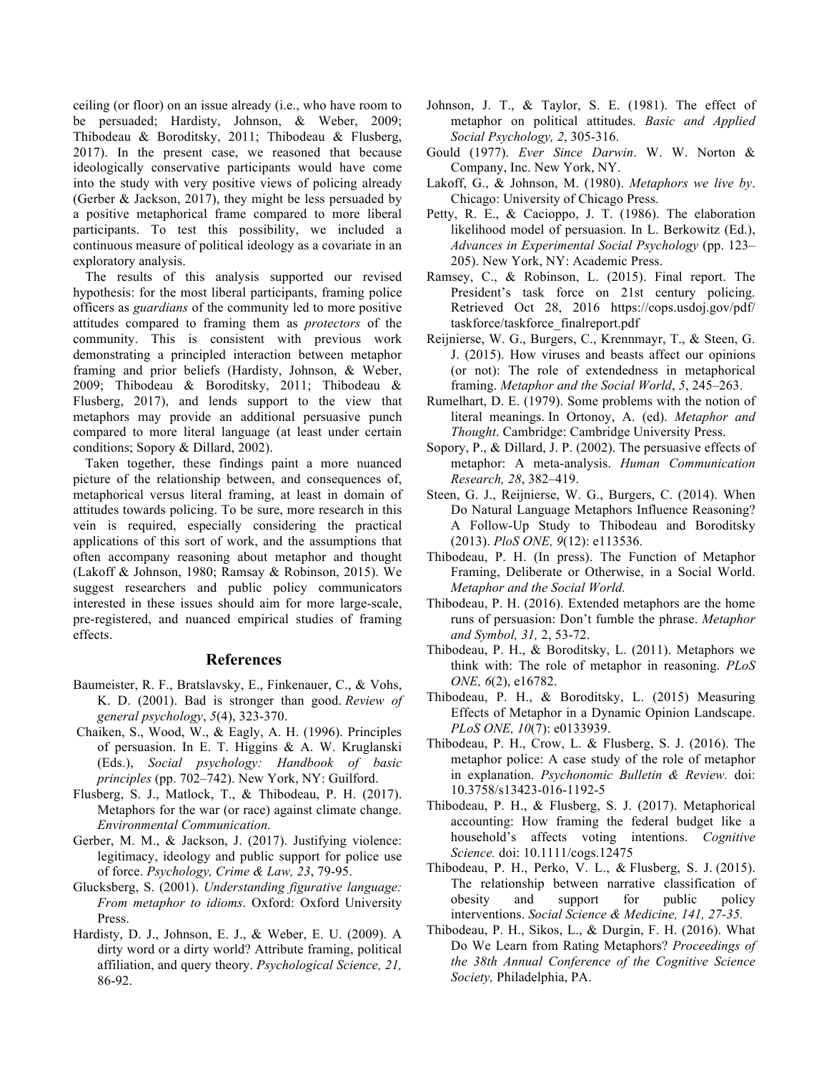ceiling (or floor) on an issue already (i.e., who have room to be persuaded; Hardisty, Johnson, & Weber, 2009; Thibodeau & Boroditsky, 2011; Thibodeau & Flusberg, 2017). In the present case, we reasoned that because ideologically conservative participants would have come into the study with very positive views of policing already (Gerber & Jackson, 2017), they might be less persuaded by a positive metaphorical frame compared to more liberal participants. To test this possibility, we included a continuous measure of political ideology as a covariate in an exploratory analysis.

The results of this analysis supported our revised hypothesis: for the most liberal participants, framing police officers as *guardians* of the community led to more positive attitudes compared to framing them as *protectors* of the community. This is consistent with previous work demonstrating a principled interaction between metaphor framing and prior beliefs (Hardisty, Johnson, & Weber, 2009; Thibodeau & Boroditsky, 2011; Thibodeau & Flusberg, 2017), and lends support to the view that metaphors may provide an additional persuasive punch compared to more literal language (at least under certain conditions; Sopory & Dillard, 2002).

Taken together, these findings paint a more nuanced picture of the relationship between, and consequences of, metaphorical versus literal framing, at least in domain of attitudes towards policing. To be sure, more research in this vein is required, especially considering the practical applications of this sort of work, and the assumptions that often accompany reasoning about metaphor and thought (Lakoff & Johnson, 1980; Ramsay & Robinson, 2015). We suggest researchers and public policy communicators interested in these issues should aim for more large-scale, pre-registered, and nuanced empirical studies of framing effects.

## References

Baumeister, R. F., Bratslavsky, E., Finkenauer, C., & Vohs, K. D. (2001). Bad is stronger than good. *Review of general psychology*, *5*(4), 323-370.

Chaiken, S., Wood, W., & Eagly, A. H. (1996). Principles of persuasion. In E. T. Higgins & A. W. Kruglanski (Eds.), *Social psychology: Handbook of basic principles* (pp. 702–742). New York, NY: Guilford.

Flusberg, S. J., Matlock, T., & Thibodeau, P. H. (2017). Metaphors for the war (or race) against climate change. *Environmental Communication.*

Gerber, M. M., & Jackson, J. (2017). Justifying violence: legitimacy, ideology and public support for police use of force. *Psychology, Crime & Law, 23*, 79-95.

Glucksberg, S. (2001). *Understanding figurative language: From metaphor to idioms*. Oxford: Oxford University Press.

Hardisty, D. J., Johnson, E. J., & Weber, E. U. (2009). A dirty word or a dirty world? Attribute framing, political affiliation, and query theory. *Psychological Science, 21,* 86-92.

Johnson, J. T., & Taylor, S. E. (1981). The effect of metaphor on political attitudes. *Basic and Applied Social Psychology, 2*, 305-316.

Gould (1977). *Ever Since Darwin*. W. W. Norton & Company, Inc. New York, NY.

Lakoff, G., & Johnson, M. (1980). *Metaphors we live by*. Chicago: University of Chicago Press.

Petty, R. E., & Cacioppo, J. T. (1986). The elaboration likelihood model of persuasion. In L. Berkowitz (Ed.), *Advances in Experimental Social Psychology* (pp. 123–205). New York, NY: Academic Press.

Ramsey, C., & Robinson, L. (2015). Final report. The President's task force on 21st century policing. Retrieved Oct 28, 2016 https://cops.usdoj.gov/pdf/taskforce/taskforce_finalreport.pdf

Reijnierse, W. G., Burgers, C., Krennmayr, T., & Steen, G. J. (2015). How viruses and beasts affect our opinions (or not): The role of extendedness in metaphorical framing. *Metaphor and the Social World*, *5*, 245–263.

Rumelhart, D. E. (1979). Some problems with the notion of literal meanings. In Ortonoy, A. (ed). *Metaphor and Thought*. Cambridge: Cambridge University Press.

Sopory, P., & Dillard, J. P. (2002). The persuasive effects of metaphor: A meta-analysis. *Human Communication Research, 28*, 382–419.

Steen, G. J., Reijnierse, W. G., Burgers, C. (2014). When Do Natural Language Metaphors Influence Reasoning? A Follow-Up Study to Thibodeau and Boroditsky (2013). *PloS ONE, 9*(12): e113536.

Thibodeau, P. H. (In press). The Function of Metaphor Framing, Deliberate or Otherwise, in a Social World. *Metaphor and the Social World.*

Thibodeau, P. H. (2016). Extended metaphors are the home runs of persuasion: Don't fumble the phrase. *Metaphor and Symbol, 31,* 2, 53-72.

Thibodeau, P. H., & Boroditsky, L. (2011). Metaphors we think with: The role of metaphor in reasoning. *PLoS ONE, 6*(2), e16782.

Thibodeau, P. H., & Boroditsky, L. (2015) Measuring Effects of Metaphor in a Dynamic Opinion Landscape. *PLoS ONE, 10*(7): e0133939.

Thibodeau, P. H., Crow, L. & Flusberg, S. J. (2016). The metaphor police: A case study of the role of metaphor in explanation. *Psychonomic Bulletin & Review.* doi: 10.3758/s13423-016-1192-5

Thibodeau, P. H., & Flusberg, S. J. (2017). Metaphorical accounting: How framing the federal budget like a household's affects voting intentions. *Cognitive Science.* doi: 10.1111/cogs.12475

Thibodeau, P. H., Perko, V. L., & Flusberg, S. J. (2015). The relationship between narrative classification of obesity and support for public policy interventions. *Social Science & Medicine, 141, 27-35.*

Thibodeau, P. H., Sikos, L., & Durgin, F. H. (2016). What Do We Learn from Rating Metaphors? *Proceedings of the 38th Annual Conference of the Cognitive Science Society,* Philadelphia, PA.